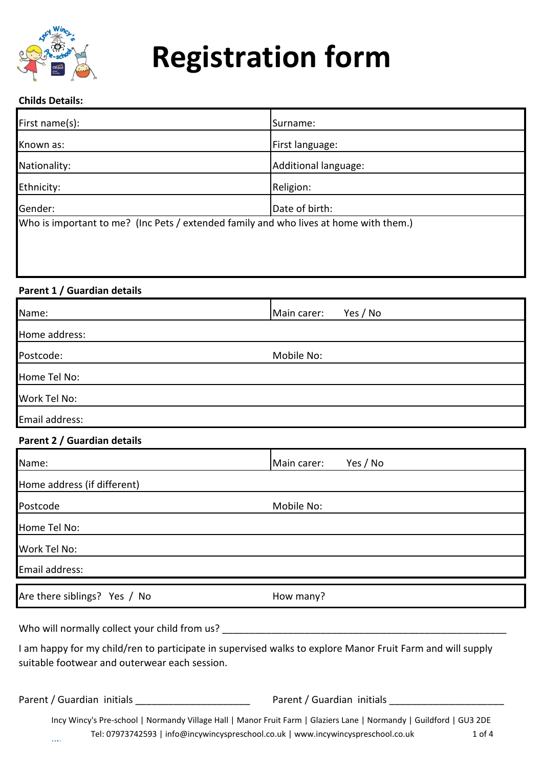# Registration form

**Childs Details:**

| First name(s): | Surname: |
|---|---|
| Known as: | First language: |
| Nationality: | Additional language: |
| Ethnicity: | Religion: |
| Gender: | Date of birth: |
| Who is important to me? (Inc Pets / extended family and who lives at home with them.) | |

**Parent 1 / Guardian details**

| Name: | Main carer: Yes / No |
|---|---|
| Home address: | |
| Postcode: | Mobile No: |
| Home Tel No: | |
| Work Tel No: | |
| Email address: | |

**Parent 2 / Guardian details**

| Name: | Main carer: Yes / No |
|---|---|
| Home address (if different) | |
| Postcode | Mobile No: |
| Home Tel No: | |
| Work Tel No: | |
| Email address: | |

| Are there siblings? Yes / No | How many? |
|---|---|

Who will normally collect your child from us? ________________________________________________________

I am happy for my child/ren to participate in supervised walks to explore Manor Fruit Farm and will supply suitable footwear and outerwear each session.

Parent / Guardian initials ______________________ Parent / Guardian initials ______________________

Incy Wincy's Pre-school | Normandy Village Hall | Manor Fruit Farm | Glaziers Lane | Normandy | Guildford | GU3 2DE
Tel: 07973742593 | info@incywincyspreschool.co.uk | www.incywincyspreschool.co.uk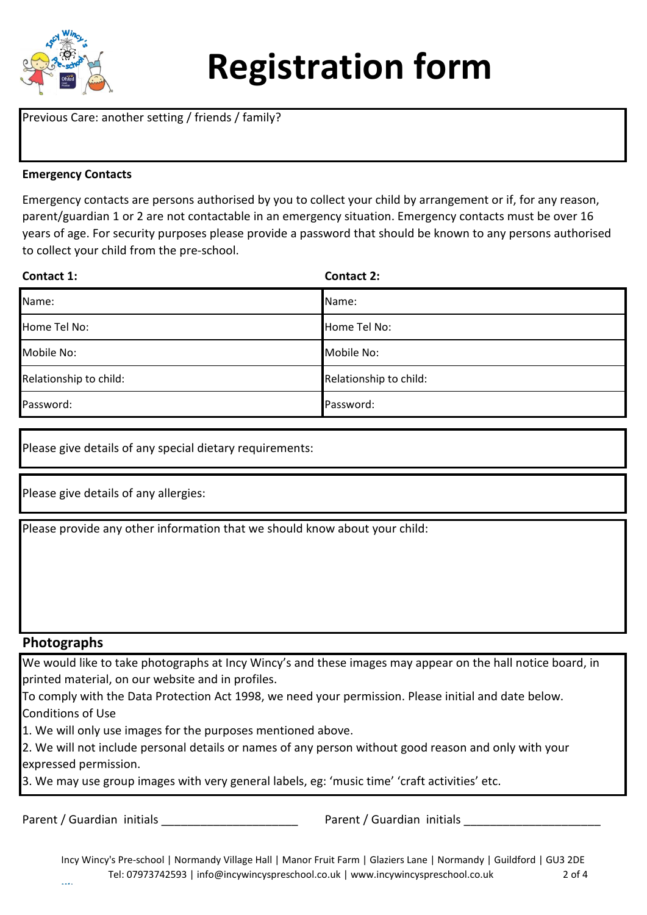# Registration form

Previous Care: another setting / friends / family?

**Emergency Contacts**

Emergency contacts are persons authorised by you to collect your child by arrangement or if, for any reason, parent/guardian 1 or 2 are not contactable in an emergency situation. Emergency contacts must be over 16 years of age. For security purposes please provide a password that should be known to any persons authorised to collect your child from the pre-school.

| Contact 1: | Contact 2: |
|---|---|
| Name: | Name: |
| Home Tel No: | Home Tel No: |
| Mobile No: | Mobile No: |
| Relationship to child: | Relationship to child: |
| Password: | Password: |

Please give details of any special dietary requirements:

Please give details of any allergies:

Please provide any other information that we should know about your child:

## Photographs

We would like to take photographs at Incy Wincy's and these images may appear on the hall notice board, in printed material, on our website and in profiles.

To comply with the Data Protection Act 1998, we need your permission. Please initial and date below.

Conditions of Use

1. We will only use images for the purposes mentioned above.
2. We will not include personal details or names of any person without good reason and only with your expressed permission.
3. We may use group images with very general labels, eg: 'music time' 'craft activities' etc.

Parent / Guardian initials ______________________ Parent / Guardian initials ______________________

Incy Wincy's Pre-school | Normandy Village Hall | Manor Fruit Farm | Glaziers Lane | Normandy | Guildford | GU3 2DE
Tel: 07973742593 | info@incywincyspreschool.co.uk | www.incywincyspreschool.co.uk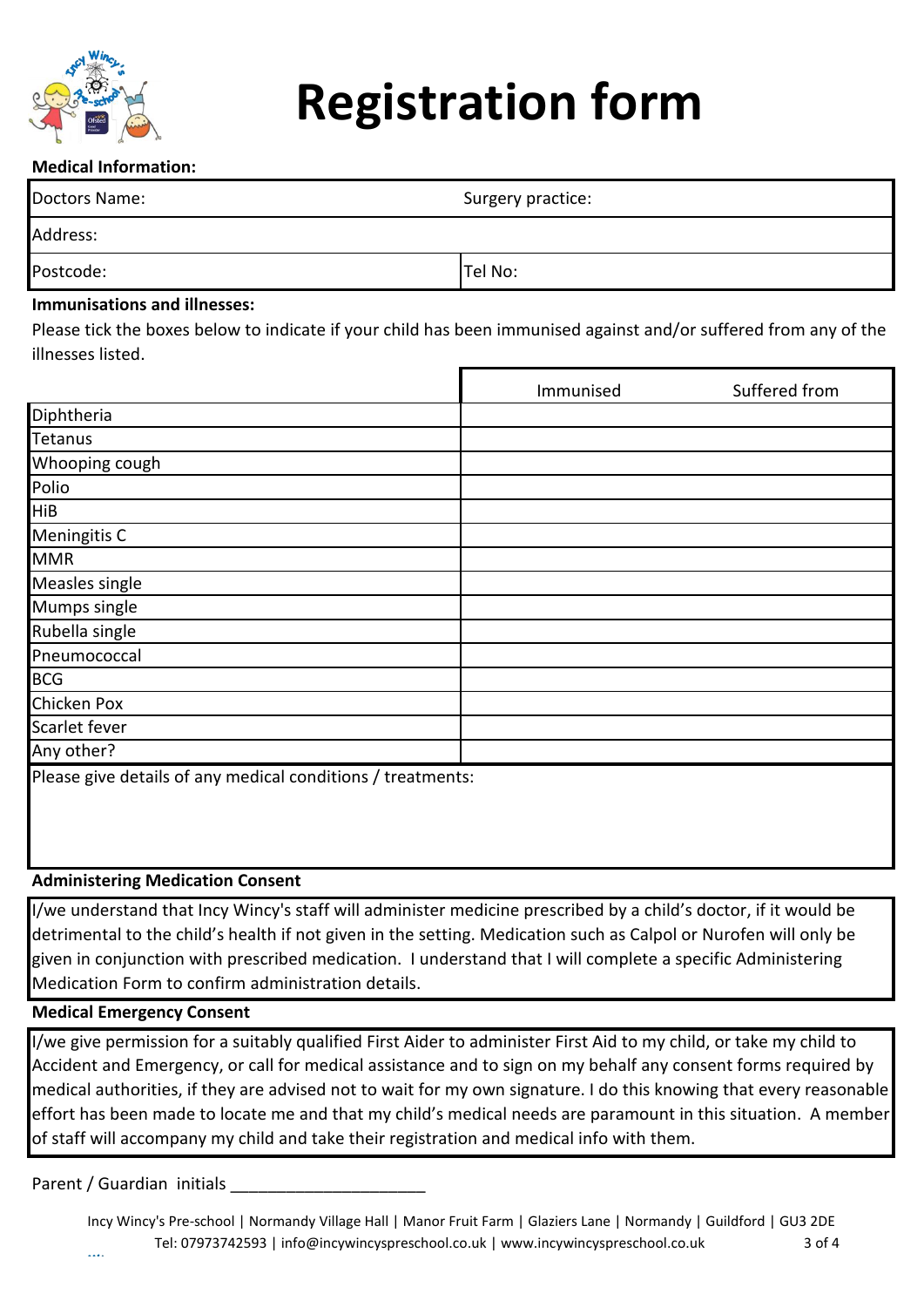# Registration form

**Medical Information:**

| Doctors Name: | Surgery practice: |
|---|---|
| Address: | |
| Postcode: | Tel No: |

**Immunisations and illnesses:**

Please tick the boxes below to indicate if your child has been immunised against and/or suffered from any of the illnesses listed.

| | Immunised | Suffered from |
|---|---|---|
| Diphtheria | | |
| Tetanus | | |
| Whooping cough | | |
| Polio | | |
| HiB | | |
| Meningitis C | | |
| MMR | | |
| Measles single | | |
| Mumps single | | |
| Rubella single | | |
| Pneumococcal | | |
| BCG | | |
| Chicken Pox | | |
| Scarlet fever | | |
| Any other? | | |

Please give details of any medical conditions / treatments:

**Administering Medication Consent**

I/we understand that Incy Wincy's staff will administer medicine prescribed by a child's doctor, if it would be detrimental to the child's health if not given in the setting. Medication such as Calpol or Nurofen will only be given in conjunction with prescribed medication. I understand that I will complete a specific Administering Medication Form to confirm administration details.

**Medical Emergency Consent**

I/we give permission for a suitably qualified First Aider to administer First Aid to my child, or take my child to Accident and Emergency, or call for medical assistance and to sign on my behalf any consent forms required by medical authorities, if they are advised not to wait for my own signature. I do this knowing that every reasonable effort has been made to locate me and that my child's medical needs are paramount in this situation. A member of staff will accompany my child and take their registration and medical info with them.

Parent / Guardian initials ______________________

Incy Wincy's Pre-school | Normandy Village Hall | Manor Fruit Farm | Glaziers Lane | Normandy | Guildford | GU3 2DE
Tel: 07973742593 | info@incywincyspreschool.co.uk | www.incywincyspreschool.co.uk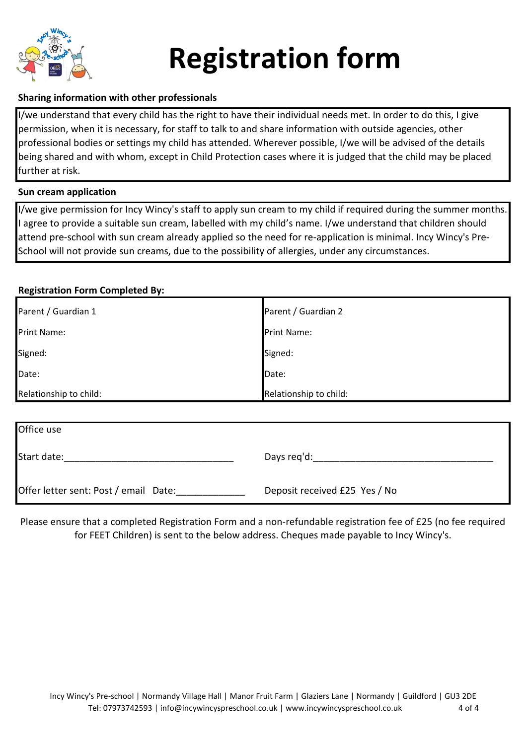# Registration form

**Sharing information with other professionals**

I/we understand that every child has the right to have their individual needs met. In order to do this, I give permission, when it is necessary, for staff to talk to and share information with outside agencies, other professional bodies or settings my child has attended. Wherever possible, I/we will be advised of the details being shared and with whom, except in Child Protection cases where it is judged that the child may be placed further at risk.

**Sun cream application**

I/we give permission for Incy Wincy's staff to apply sun cream to my child if required during the summer months. I agree to provide a suitable sun cream, labelled with my child's name. I/we understand that children should attend pre-school with sun cream already applied so the need for re-application is minimal. Incy Wincy's Pre-School will not provide sun creams, due to the possibility of allergies, under any circumstances.

**Registration Form Completed By:**

| | |
|---|---|
| Parent / Guardian 1 | Parent / Guardian 2 |
| Print Name: | Print Name: |
| Signed: | Signed: |
| Date: | Date: |
| Relationship to child: | Relationship to child: |

| | |
|---|---|
| Office use | |
| Start date:________________________________ | Days req'd:__________________________________ |
| Offer letter sent: Post / email Date:____________ | Deposit received £25 Yes / No |

Please ensure that a completed Registration Form and a non-refundable registration fee of £25 (no fee required for FEET Children) is sent to the below address. Cheques made payable to Incy Wincy's.

Incy Wincy's Pre-school | Normandy Village Hall | Manor Fruit Farm | Glaziers Lane | Normandy | Guildford | GU3 2DE
Tel: 07973742593 | info@incywincyspreschool.co.uk | www.incywincyspreschool.co.uk